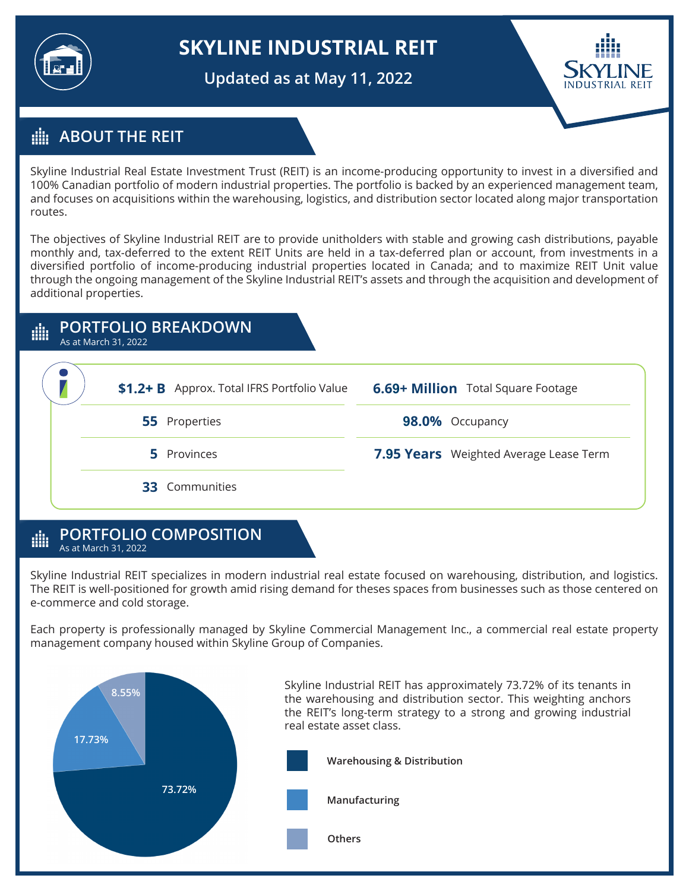# SKYLINE INDUSTRIAL REIT

**Updated as at May 11, 2022**

## ABOUT THE REIT

Skyline Industrial Real Estate Investment Trust (REIT) is an income-producing opportunity to invest in a diversified and 100% Canadian portfolio of modern industrial properties. The portfolio is backed by an experienced management team, and focuses on acquisitions within the warehousing, logistics, and distribution sector located along major transportation routes.

The objectives of Skyline Industrial REIT are to provide unitholders with stable and growing cash distributions, payable monthly and, tax-deferred to the extent REIT Units are held in a tax-deferred plan or account, from investments in a diversified portfolio of income-producing industrial properties located in Canada; and to maximize REIT Unit value through the ongoing management of the Skyline Industrial REIT's assets and through the acquisition and development of additional properties.

## PORTFOLIO BREAKDOWN

As at March 31, 2022

| | | | |
|---|---|---|---|
| **$1.2+ B** | Approx. Total IFRS Portfolio Value | **6.69+ Million** | Total Square Footage |
| **55** | Properties | **98.0%** | Occupancy |
| **5** | Provinces | **7.95 Years** | Weighted Average Lease Term |
| **33** | Communities | | |

## PORTFOLIO COMPOSITION

As at March 31, 2022

Skyline Industrial REIT specializes in modern industrial real estate focused on warehousing, distribution, and logistics. The REIT is well-positioned for growth amid rising demand for theses spaces from businesses such as those centered on e-commerce and cold storage.

Each property is professionally managed by Skyline Commercial Management Inc., a commercial real estate property management company housed within Skyline Group of Companies.

| Sector | Share |
|---|---|
| Warehousing & Distribution | 73.72% |
| Manufacturing | 17.73% |
| Others | 8.55% |

Skyline Industrial REIT has approximately 73.72% of its tenants in the warehousing and distribution sector. This weighting anchors the REIT's long-term strategy to a strong and growing industrial real estate asset class.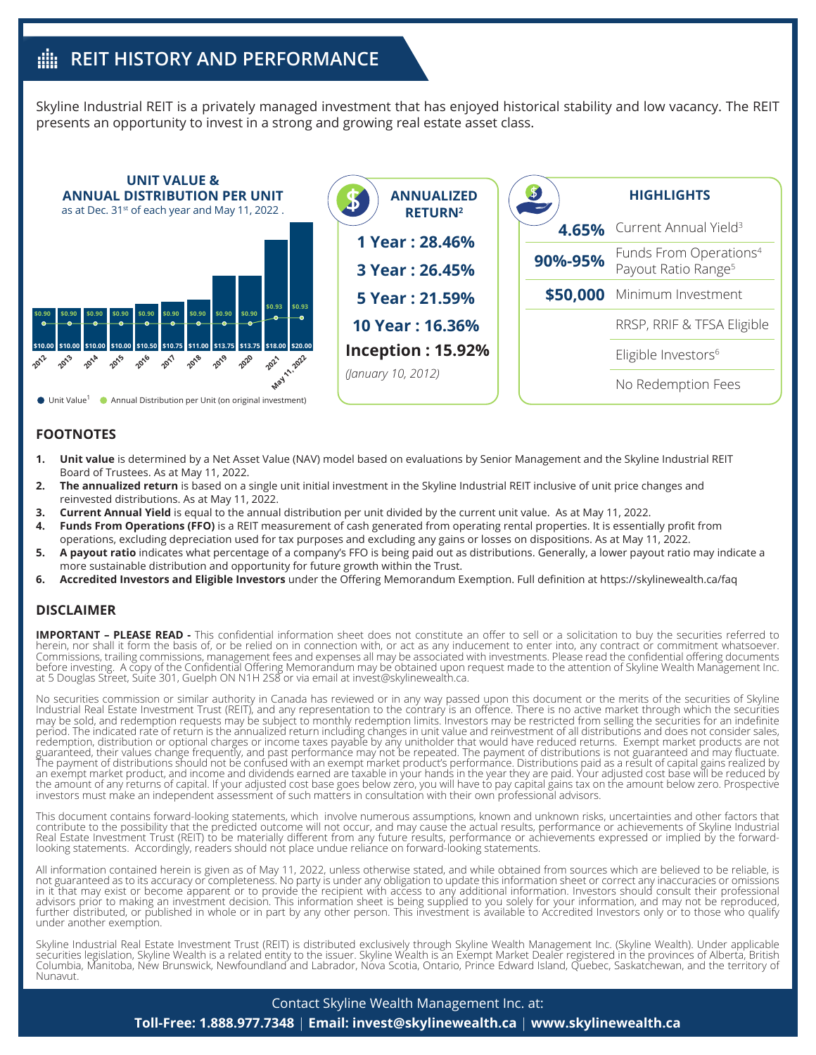# REIT HISTORY AND PERFORMANCE

Skyline Industrial REIT is a privately managed investment that has enjoyed historical stability and low vacancy. The REIT presents an opportunity to invest in a strong and growing real estate asset class.

**UNIT VALUE & ANNUAL DISTRIBUTION PER UNIT**
as at Dec. 31st of each year and May 11, 2022 .

2012: $10.00, $0.90
2013: $10.00, $0.90
2014: $10.00, $0.90
2015: $10.00, $0.90
2016: $10.50, $0.90
2017: $10.75, $0.90
2018: $11.00, $0.90
2019: $13.75, $0.90
2020: $13.75, $0.90
2021: $18.00, $0.93
May 11, 2022: $20.00, $0.93

Unit Value[1] Annual Distribution per Unit (on original investment)

**ANNUALIZED RETURN[2]**

**1 Year : 28.46%**
**3 Year : 26.45%**
**5 Year : 21.59%**
**10 Year : 16.36%**
**Inception : 15.92%**
*(January 10, 2012)*

**HIGHLIGHTS**

| | |
|---|---|
| **4.65%** | Current Annual Yield[3] |
| **90%-95%** | Funds From Operations[4] Payout Ratio Range[5] |
| **$50,000** | Minimum Investment |
| | RRSP, RRIF & TFSA Eligible |
| | Eligible Investors[6] |
| | No Redemption Fees |

## FOOTNOTES

1. **Unit value** is determined by a Net Asset Value (NAV) model based on evaluations by Senior Management and the Skyline Industrial REIT Board of Trustees. As at May 11, 2022.
2. **The annualized return** is based on a single unit initial investment in the Skyline Industrial REIT inclusive of unit price changes and reinvested distributions. As at May 11, 2022.
3. **Current Annual Yield** is equal to the annual distribution per unit divided by the current unit value. As at May 11, 2022.
4. **Funds From Operations (FFO)** is a REIT measurement of cash generated from operating rental properties. It is essentially profit from operations, excluding depreciation used for tax purposes and excluding any gains or losses on dispositions. As at May 11, 2022.
5. **A payout ratio** indicates what percentage of a company's FFO is being paid out as distributions. Generally, a lower payout ratio may indicate a more sustainable distribution and opportunity for future growth within the Trust.
6. **Accredited Investors and Eligible Investors** under the Offering Memorandum Exemption. Full definition at https://skylinewealth.ca/faq

## DISCLAIMER

**IMPORTANT – PLEASE READ -** This confidential information sheet does not constitute an offer to sell or a solicitation to buy the securities referred to herein, nor shall it form the basis of, or be relied on in connection with, or act as any inducement to enter into, any contract or commitment whatsoever. Commissions, trailing commissions, management fees and expenses all may be associated with investments. Please read the confidential offering documents before investing. A copy of the Confidential Offering Memorandum may be obtained upon request made to the attention of Skyline Wealth Management Inc. at 5 Douglas Street, Suite 301, Guelph ON N1H 2S8 or via email at invest@skylinewealth.ca.

No securities commission or similar authority in Canada has reviewed or in any way passed upon this document or the merits of the securities of Skyline Industrial Real Estate Investment Trust (REIT), and any representation to the contrary is an offence. There is no active market through which the securities may be sold, and redemption requests may be subject to monthly redemption limits. Investors may be restricted from selling the securities for an indefinite period. The indicated rate of return is the annualized return including changes in unit value and reinvestment of all distributions and does not consider sales, redemption, distribution or optional charges or income taxes payable by any unitholder that would have reduced returns. Exempt market products are not guaranteed, their values change frequently, and past performance may not be repeated. The payment of distributions is not guaranteed and may fluctuate. The payment of distributions should not be confused with an exempt market product's performance. Distributions paid as a result of capital gains realized by an exempt market product, and income and dividends earned are taxable in your hands in the year they are paid. Your adjusted cost base will be reduced by the amount of any returns of capital. If your adjusted cost base goes below zero, you will have to pay capital gains tax on the amount below zero. Prospective investors must make an independent assessment of such matters in consultation with their own professional advisors.

This document contains forward-looking statements, which involve numerous assumptions, known and unknown risks, uncertainties and other factors that contribute to the possibility that the predicted outcome will not occur, and may cause the actual results, performance or achievements of Skyline Industrial Real Estate Investment Trust (REIT) to be materially different from any future results, performance or achievements expressed or implied by the forward-looking statements. Accordingly, readers should not place undue reliance on forward-looking statements.

All information contained herein is given as of May 11, 2022, unless otherwise stated, and while obtained from sources which are believed to be reliable, is not guaranteed as to its accuracy or completeness. No party is under any obligation to update this information sheet or correct any inaccuracies or omissions in it that may exist or become apparent or to provide the recipient with access to any additional information. Investors should consult their professional advisors prior to making an investment decision. This information sheet is being supplied to you solely for your information, and may not be reproduced, further distributed, or published in whole or in part by any other person. This investment is available to Accredited Investors only or to those who qualify under another exemption.

Skyline Industrial Real Estate Investment Trust (REIT) is distributed exclusively through Skyline Wealth Management Inc. (Skyline Wealth). Under applicable securities legislation, Skyline Wealth is a related entity to the issuer. Skyline Wealth is an Exempt Market Dealer registered in the provinces of Alberta, British Columbia, Manitoba, New Brunswick, Newfoundland and Labrador, Nova Scotia, Ontario, Prince Edward Island, Québec, Saskatchewan, and the territory of Nunavut.

Contact Skyline Wealth Management Inc. at:
**Toll-Free: 1.888.977.7348 | Email: invest@skylinewealth.ca | www.skylinewealth.ca**